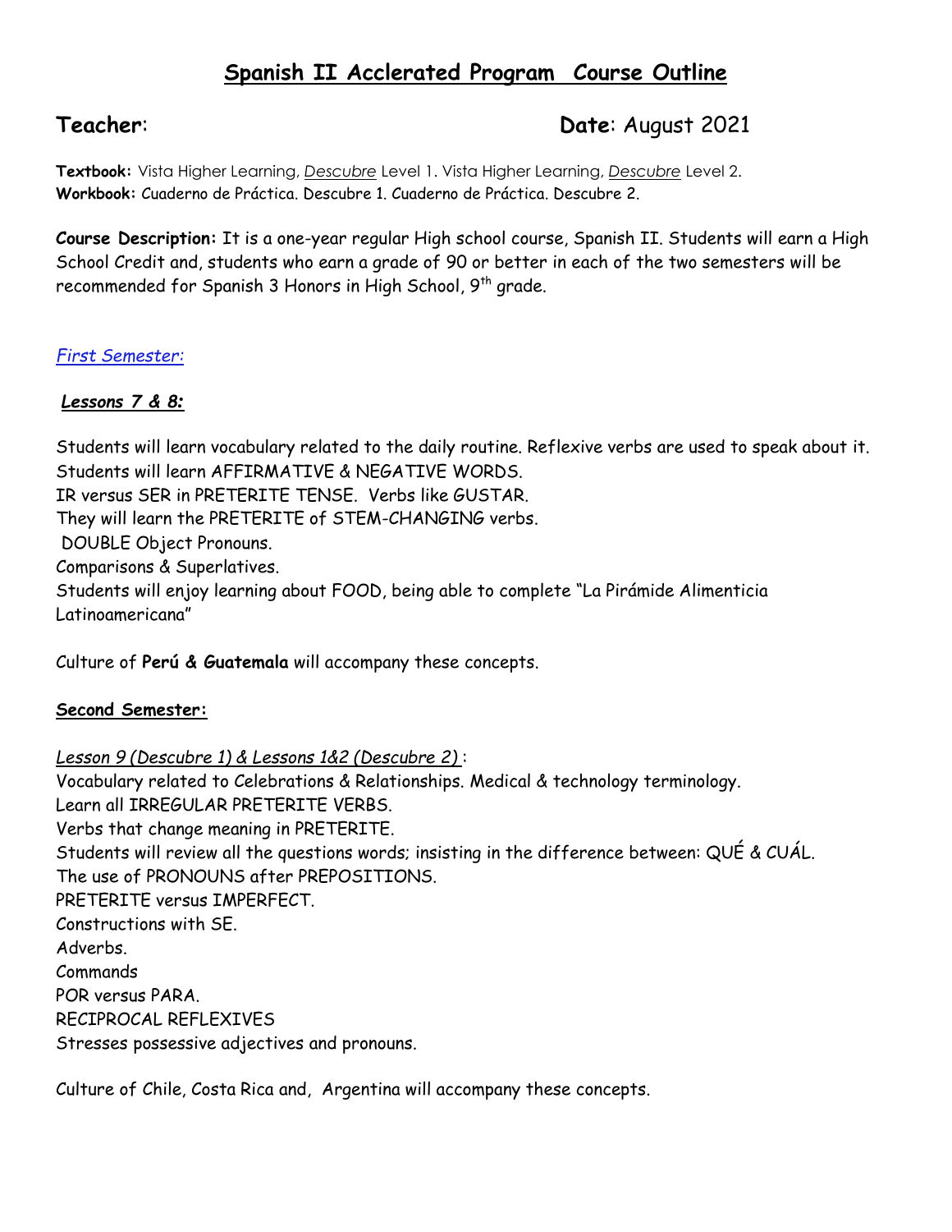# Spanish II Acclerated Program Course Outline

**Teacher**: **Date**: August 2021

**Textbook:** Vista Higher Learning, *Descubre* Level 1. Vista Higher Learning, *Descubre* Level 2.
**Workbook:** Cuaderno de Práctica. Descubre 1. Cuaderno de Práctica. Descubre 2.

**Course Description:** It is a one-year regular High school course, Spanish II. Students will earn a High School Credit and, students who earn a grade of 90 or better in each of the two semesters will be recommended for Spanish 3 Honors in High School, 9th grade.

*First Semester:*

***Lessons 7 & 8:***

Students will learn vocabulary related to the daily routine. Reflexive verbs are used to speak about it.
Students will learn AFFIRMATIVE & NEGATIVE WORDS.
IR versus SER in PRETERITE TENSE. Verbs like GUSTAR.
They will learn the PRETERITE of STEM-CHANGING verbs.
DOUBLE Object Pronouns.
Comparisons & Superlatives.
Students will enjoy learning about FOOD, being able to complete "La Pirámide Alimenticia Latinoamericana"

Culture of **Perú & Guatemala** will accompany these concepts.

**Second Semester:**

*Lesson 9 (Descubre 1) & Lessons 1&2 (Descubre 2)* :
Vocabulary related to Celebrations & Relationships. Medical & technology terminology.
Learn all IRREGULAR PRETERITE VERBS.
Verbs that change meaning in PRETERITE.
Students will review all the questions words; insisting in the difference between: QUÉ & CUÁL.
The use of PRONOUNS after PREPOSITIONS.
PRETERITE versus IMPERFECT.
Constructions with SE.
Adverbs.
Commands
POR versus PARA.
RECIPROCAL REFLEXIVES
Stresses possessive adjectives and pronouns.

Culture of Chile, Costa Rica and, Argentina will accompany these concepts.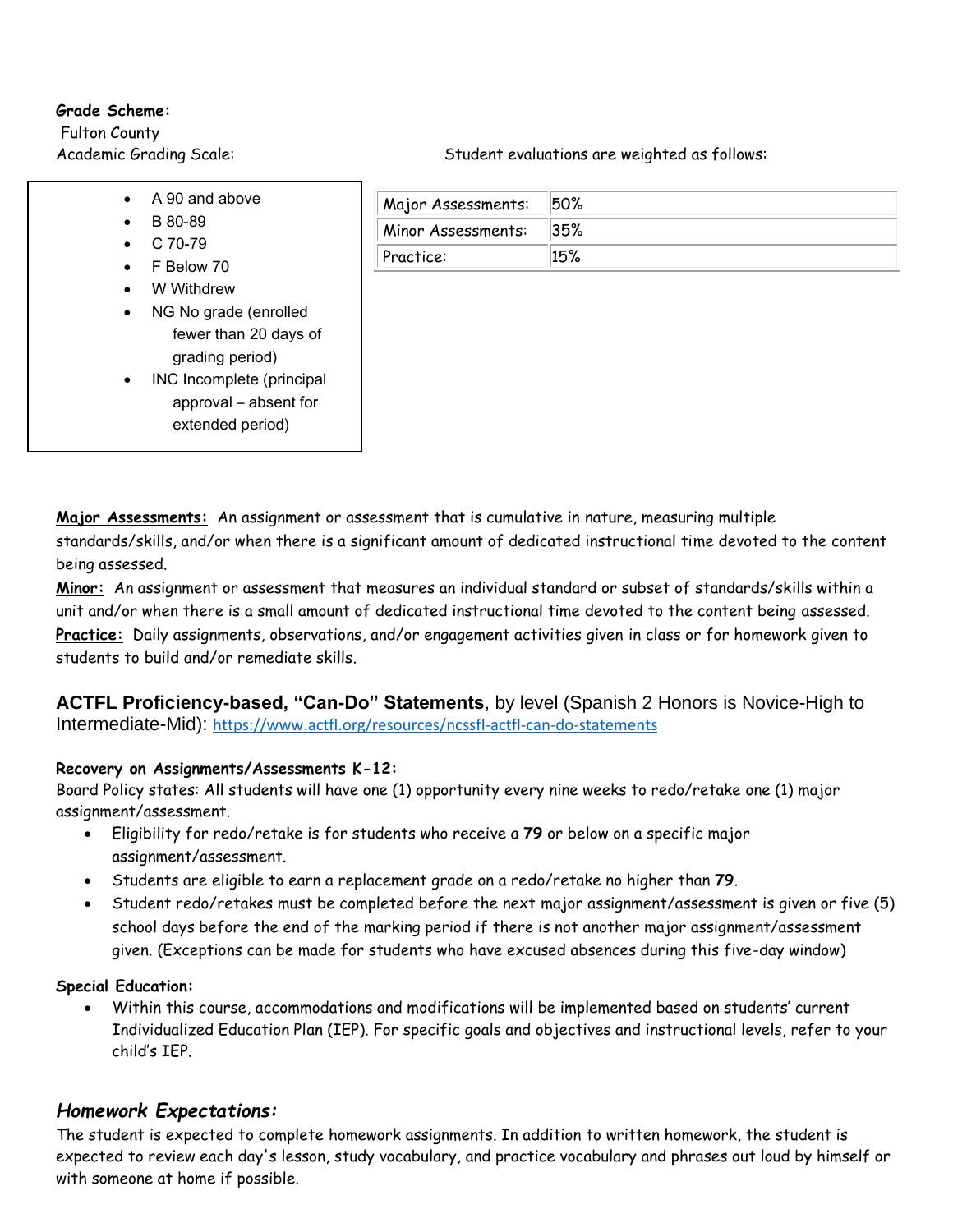**Grade Scheme:**

Fulton County

Academic Grading Scale:

- A 90 and above
- B 80-89
- C 70-79
- F Below 70
- W Withdrew
- NG No grade (enrolled fewer than 20 days of grading period)
- INC Incomplete (principal approval – absent for extended period)

Student evaluations are weighted as follows:

| Major Assessments: | 50% |
|---|---|
| Minor Assessments: | 35% |
| Practice: | 15% |

**Major Assessments:** An assignment or assessment that is cumulative in nature, measuring multiple standards/skills, and/or when there is a significant amount of dedicated instructional time devoted to the content being assessed.

**Minor:** An assignment or assessment that measures an individual standard or subset of standards/skills within a unit and/or when there is a small amount of dedicated instructional time devoted to the content being assessed.

**Practice:** Daily assignments, observations, and/or engagement activities given in class or for homework given to students to build and/or remediate skills.

**ACTFL Proficiency-based, "Can-Do" Statements**, by level (Spanish 2 Honors is Novice-High to Intermediate-Mid): https://www.actfl.org/resources/ncssfl-actfl-can-do-statements

**Recovery on Assignments/Assessments K-12:**

Board Policy states: All students will have one (1) opportunity every nine weeks to redo/retake one (1) major assignment/assessment.

- Eligibility for redo/retake is for students who receive a **79** or below on a specific major assignment/assessment.
- Students are eligible to earn a replacement grade on a redo/retake no higher than **79**.
- Student redo/retakes must be completed before the next major assignment/assessment is given or five (5) school days before the end of the marking period if there is not another major assignment/assessment given. (Exceptions can be made for students who have excused absences during this five-day window)

**Special Education:**

- Within this course, accommodations and modifications will be implemented based on students' current Individualized Education Plan (IEP). For specific goals and objectives and instructional levels, refer to your child's IEP.

## *Homework Expectations:*

The student is expected to complete homework assignments. In addition to written homework, the student is expected to review each day's lesson, study vocabulary, and practice vocabulary and phrases out loud by himself or with someone at home if possible.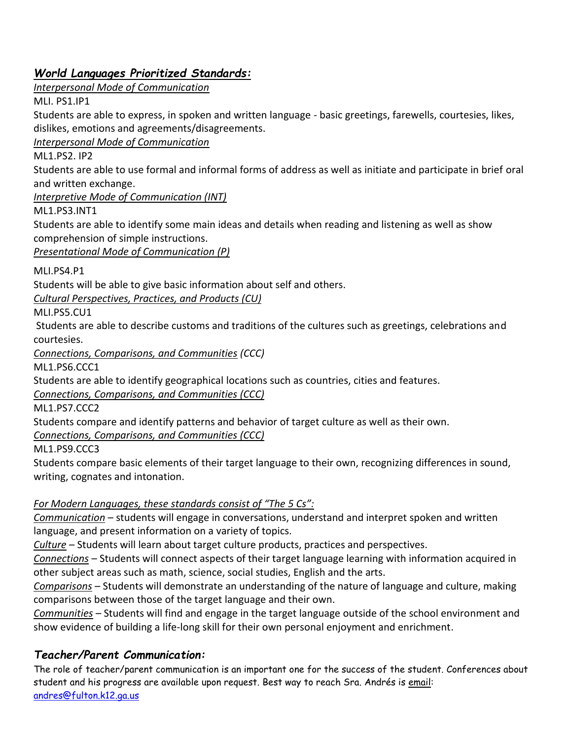## ***World Languages Prioritized Standards:***

*Interpersonal Mode of Communication*

MLI. PS1.IP1

Students are able to express, in spoken and written language - basic greetings, farewells, courtesies, likes, dislikes, emotions and agreements/disagreements.

*Interpersonal Mode of Communication*

ML1.PS2. IP2

Students are able to use formal and informal forms of address as well as initiate and participate in brief oral and written exchange.

*Interpretive Mode of Communication (INT)*

ML1.PS3.INT1

Students are able to identify some main ideas and details when reading and listening as well as show comprehension of simple instructions.

*Presentational Mode of Communication (P)*

MLI.PS4.P1

Students will be able to give basic information about self and others.

*Cultural Perspectives, Practices, and Products (CU)*

MLI.PS5.CU1

Students are able to describe customs and traditions of the cultures such as greetings, celebrations and courtesies.

*Connections, Comparisons, and Communities (CCC)*

ML1.PS6.CCC1

Students are able to identify geographical locations such as countries, cities and features.

*Connections, Comparisons, and Communities (CCC)*

ML1.PS7.CCC2

Students compare and identify patterns and behavior of target culture as well as their own.

*Connections, Comparisons, and Communities (CCC)*

ML1.PS9.CCC3

Students compare basic elements of their target language to their own, recognizing differences in sound, writing, cognates and intonation.

*For Modern Languages, these standards consist of "The 5 Cs":*

*Communication* – students will engage in conversations, understand and interpret spoken and written language, and present information on a variety of topics.

*Culture* – Students will learn about target culture products, practices and perspectives.

*Connections* – Students will connect aspects of their target language learning with information acquired in other subject areas such as math, science, social studies, English and the arts.

*Comparisons* – Students will demonstrate an understanding of the nature of language and culture, making comparisons between those of the target language and their own.

*Communities* – Students will find and engage in the target language outside of the school environment and show evidence of building a life-long skill for their own personal enjoyment and enrichment.

## ***Teacher/Parent Communication:***

The role of teacher/parent communication is an important one for the success of the student. Conferences about student and his progress are available upon request. Best way to reach Sra. Andrés is email: [andres@fulton.k12.ga.us](mailto:andres@fulton.k12.ga.us)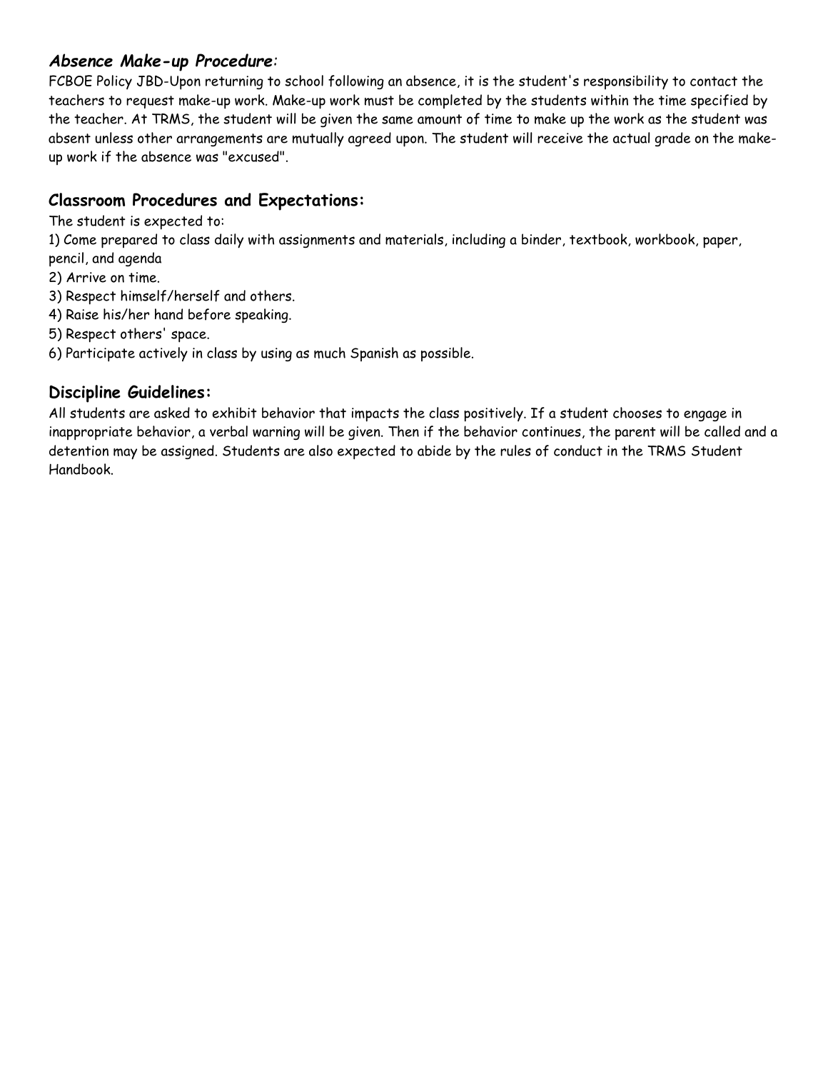### ***Absence Make-up Procedure:***

FCBOE Policy JBD-Upon returning to school following an absence, it is the student's responsibility to contact the teachers to request make-up work. Make-up work must be completed by the students within the time specified by the teacher. At TRMS, the student will be given the same amount of time to make up the work as the student was absent unless other arrangements are mutually agreed upon. The student will receive the actual grade on the make-up work if the absence was "excused".

### **Classroom Procedures and Expectations:**

The student is expected to:

1) Come prepared to class daily with assignments and materials, including a binder, textbook, workbook, paper, pencil, and agenda
2) Arrive on time.
3) Respect himself/herself and others.
4) Raise his/her hand before speaking.
5) Respect others' space.
6) Participate actively in class by using as much Spanish as possible.

### **Discipline Guidelines:**

All students are asked to exhibit behavior that impacts the class positively. If a student chooses to engage in inappropriate behavior, a verbal warning will be given. Then if the behavior continues, the parent will be called and a detention may be assigned. Students are also expected to abide by the rules of conduct in the TRMS Student Handbook.